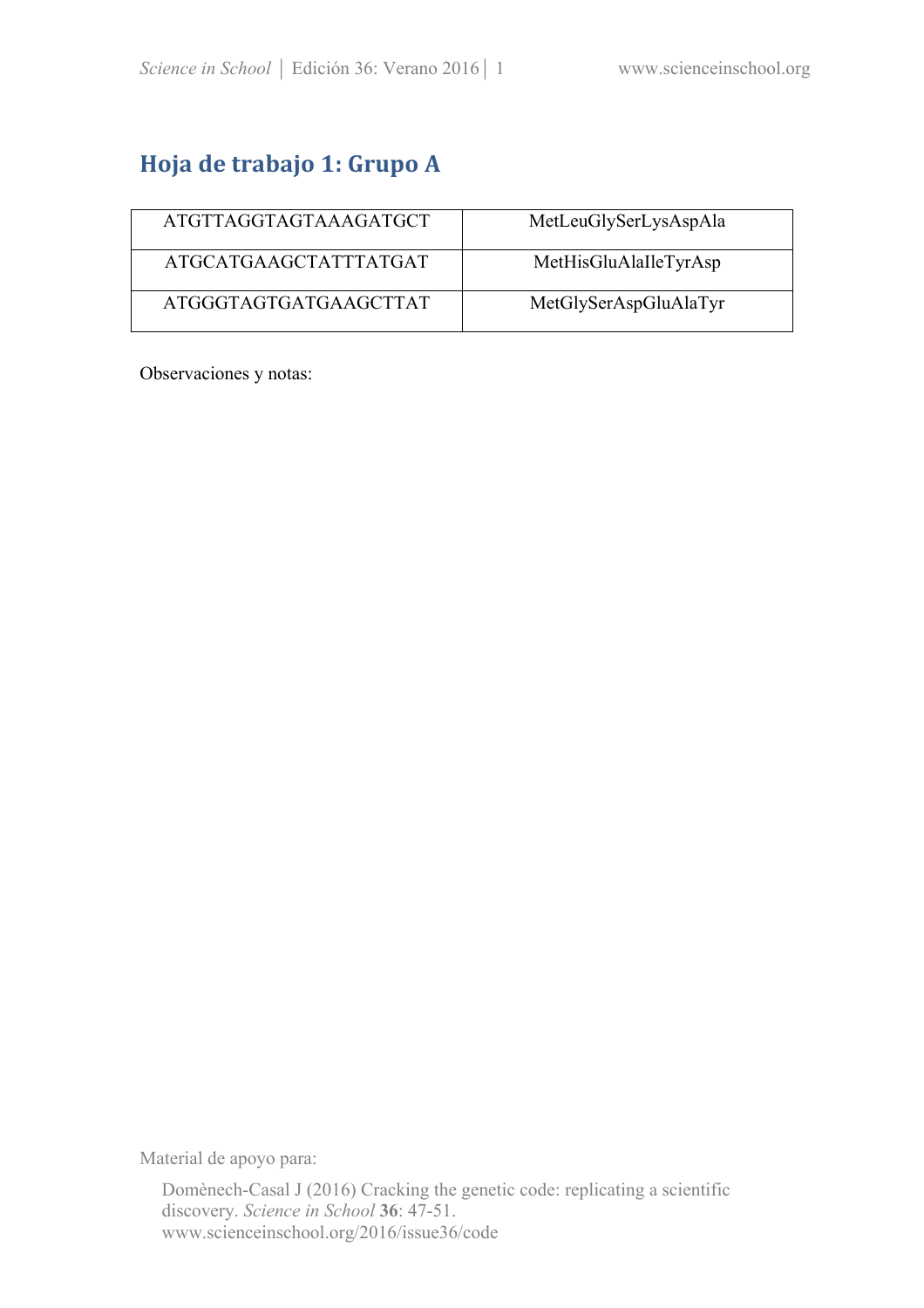## Hoja de trabajo 1: Grupo A

| ATGTTAGGTAGTAAAGATGCT | MetLeuGlySerLysAspAla |
|---|---|
| ATGCATGAAGCTATTTATGAT | MetHisGluAlaIleTyrAsp |
| ATGGGTAGTGATGAAGCTTAT | MetGlySerAspGluAlaTyr |

Observaciones y notas:

Material de apoyo para:

Domènech-Casal J (2016) Cracking the genetic code: replicating a scientific discovery. *Science in School* **36**: 47-51. www.scienceinschool.org/2016/issue36/code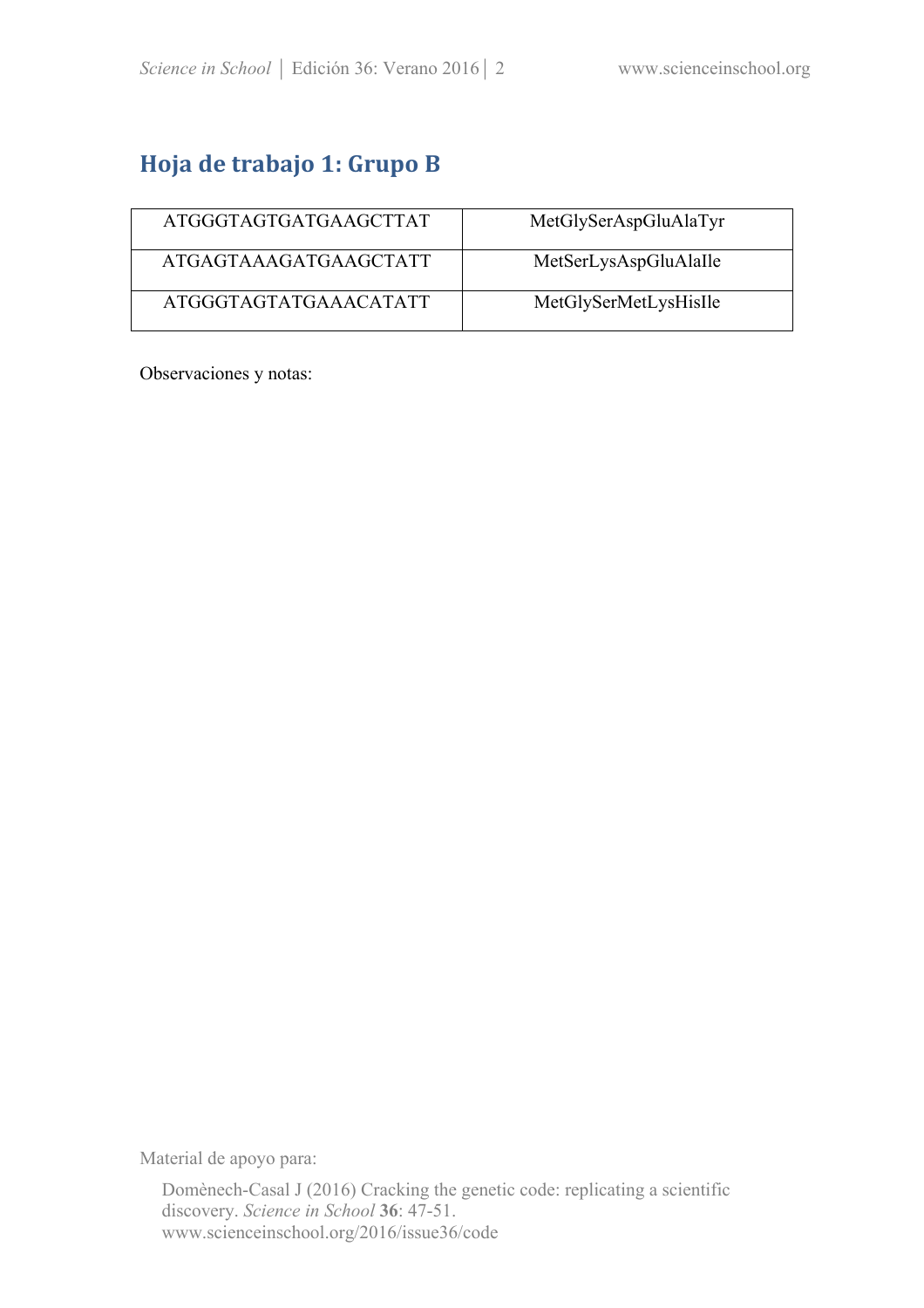## Hoja de trabajo 1: Grupo B

| ATGGGTAGTGATGAAGCTTAT | MetGlySerAspGluAlaTyr |
|---|---|
| ATGAGTAAAGATGAAGCTATT | MetSerLysAspGluAlaIle |
| ATGGGTAGTATGAAACATATT | MetGlySerMetLysHisIle |

Observaciones y notas:

Material de apoyo para:

Domènech-Casal J (2016) Cracking the genetic code: replicating a scientific discovery. *Science in School* **36**: 47-51. www.scienceinschool.org/2016/issue36/code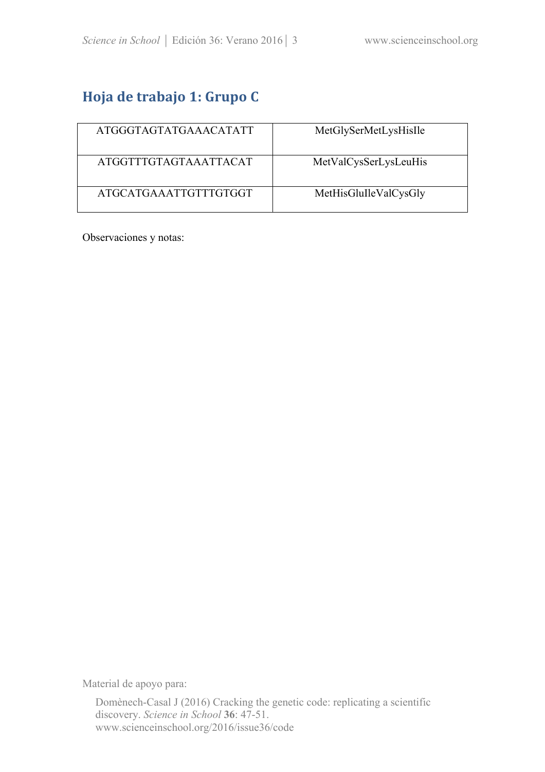## Hoja de trabajo 1: Grupo C

| | |
|---|---|
| ATGGGTAGTATGAAACATATT | MetGlySerMetLysHisIle |
| ATGGTTTGTAGTAAATTACAT | MetValCysSerLysLeuHis |
| ATGCATGAAATTGTTTGTGGT | MetHisGluIleValCysGly |

Observaciones y notas:

Material de apoyo para:

Domènech-Casal J (2016) Cracking the genetic code: replicating a scientific discovery. *Science in School* **36**: 47-51.
www.scienceinschool.org/2016/issue36/code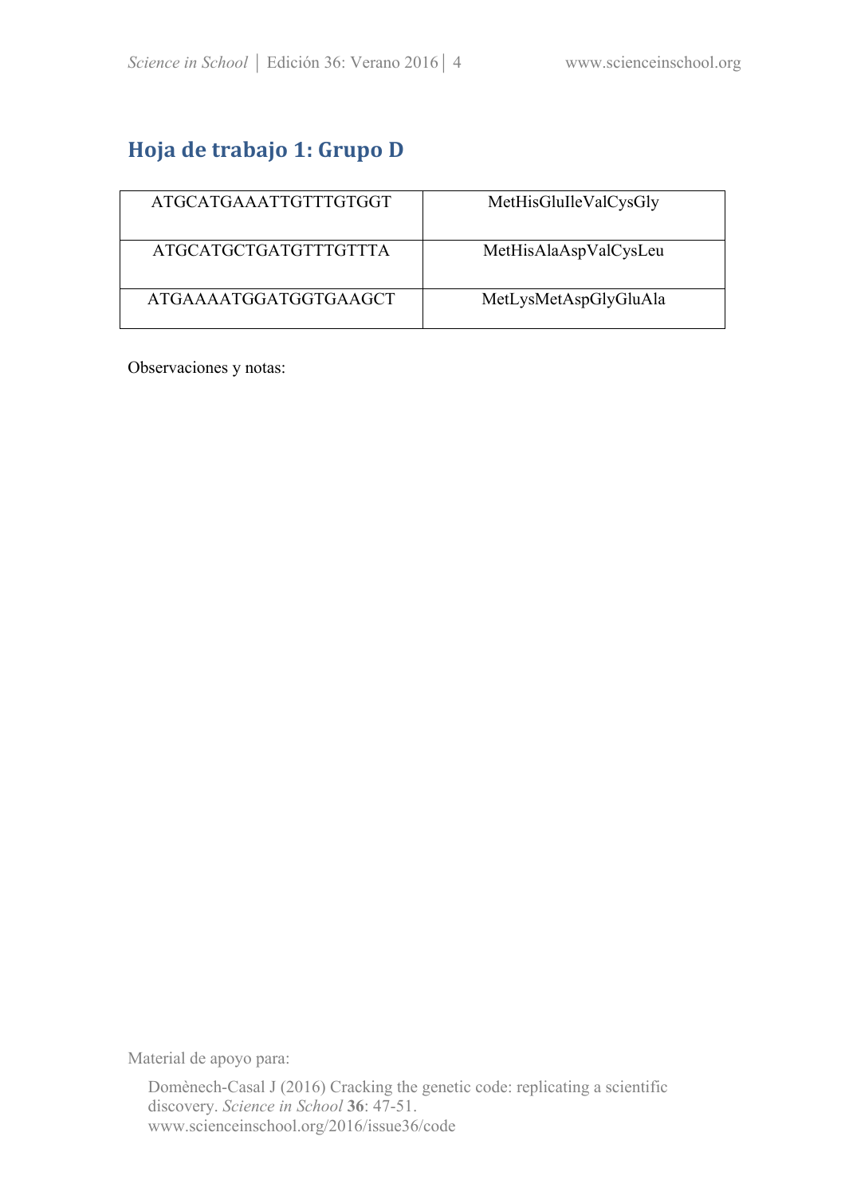## Hoja de trabajo 1: Grupo D

| ATGCATGAAATTGTTTGTGGT | MetHisGluIleValCysGly |
|---|---|
| ATGCATGCTGATGTTTGTTTA | MetHisAlaAspValCysLeu |
| ATGAAAATGGATGGTGAAGCT | MetLysMetAspGlyGluAla |

Observaciones y notas: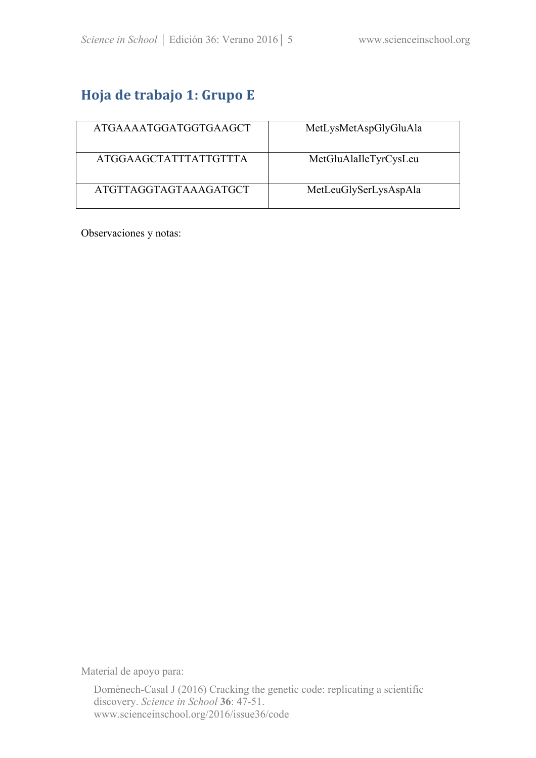# Hoja de trabajo 1: Grupo E

| ATGAAAATGGATGGTGAAGCT | MetLysMetAspGlyGluAla |
|---|---|
| ATGGAAGCTATTTATTGTTTA | MetGluAlaIleTyrCysLeu |
| ATGTTAGGTAGTAAAGATGCT | MetLeuGlySerLysAspAla |

Observaciones y notas:

Material de apoyo para:

Domènech-Casal J (2016) Cracking the genetic code: replicating a scientific discovery. *Science in School* **36**: 47-51. www.scienceinschool.org/2016/issue36/code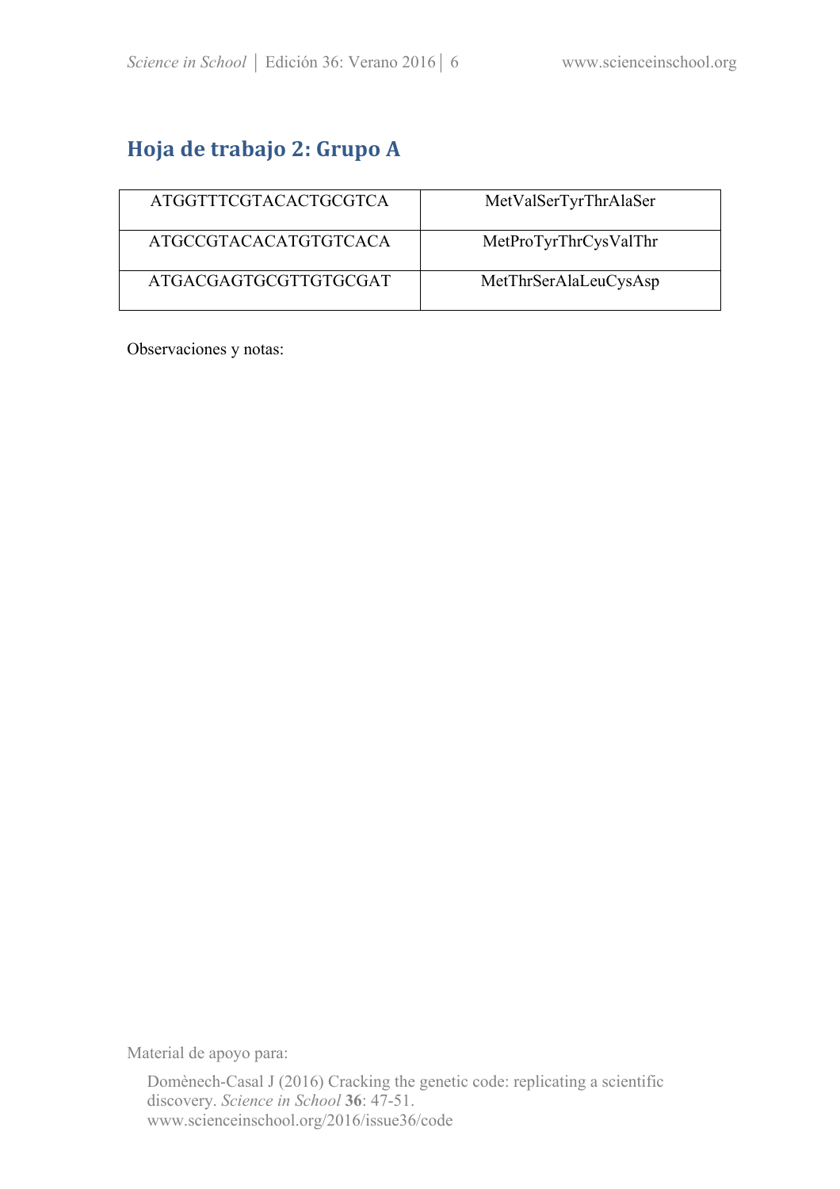## Hoja de trabajo 2: Grupo A

| ATGGTTTCGTACACTGCGTCA | MetValSerTyrThrAlaSer |
|---|---|
| ATGCCGTACACATGTGTCACA | MetProTyrThrCysValThr |
| ATGACGAGTGCGTTGTGCGAT | MetThrSerAlaLeuCysAsp |

Observaciones y notas:

Material de apoyo para:

Domènech-Casal J (2016) Cracking the genetic code: replicating a scientific discovery. *Science in School* **36**: 47-51. www.scienceinschool.org/2016/issue36/code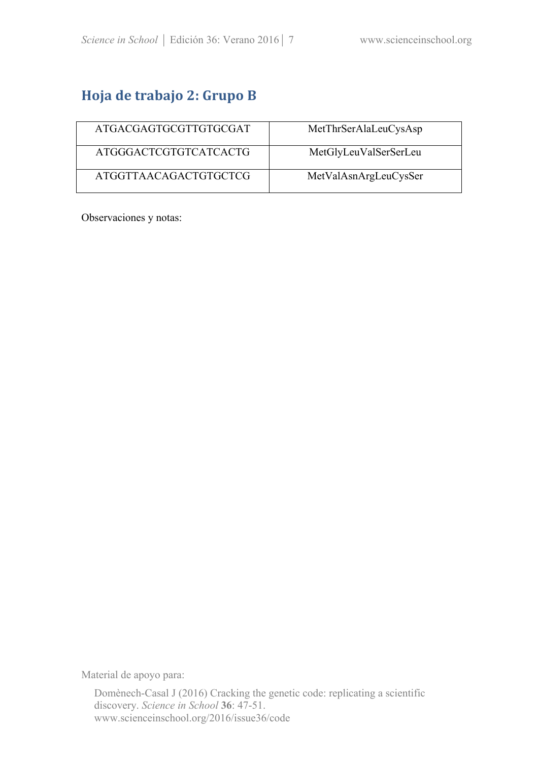## Hoja de trabajo 2: Grupo B

| | |
|---|---|
| ATGACGAGTGCGTTGTGCGAT | MetThrSerAlaLeuCysAsp |
| ATGGGACTCGTGTCATCACTG | MetGlyLeuValSerSerLeu |
| ATGGTTAACAGACTGTGCTCG | MetValAsnArgLeuCysSer |

Observaciones y notas:

Material de apoyo para:

Domènech-Casal J (2016) Cracking the genetic code: replicating a scientific discovery. *Science in School* **36**: 47-51. www.scienceinschool.org/2016/issue36/code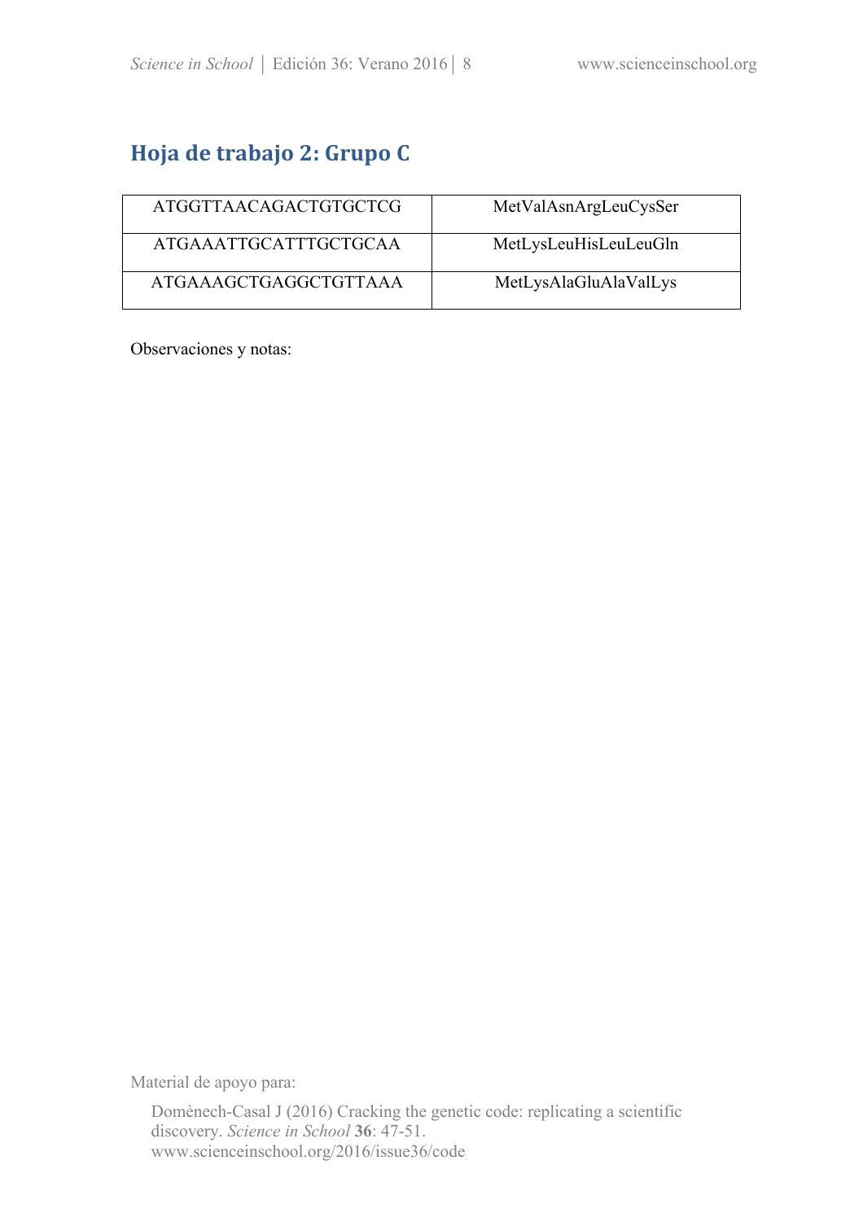## Hoja de trabajo 2: Grupo C

| ATGGTTAACAGACTGTGCTCG | MetValAsnArgLeuCysSer |
|---|---|
| ATGAAATTGCATTTGCTGCAA | MetLysLeuHisLeuLeuGln |
| ATGAAAGCTGAGGCTGTTAAA | MetLysAlaGluAlaValLys |

Observaciones y notas:

Material de apoyo para:

Domènech-Casal J (2016) Cracking the genetic code: replicating a scientific discovery. *Science in School* **36**: 47-51. www.scienceinschool.org/2016/issue36/code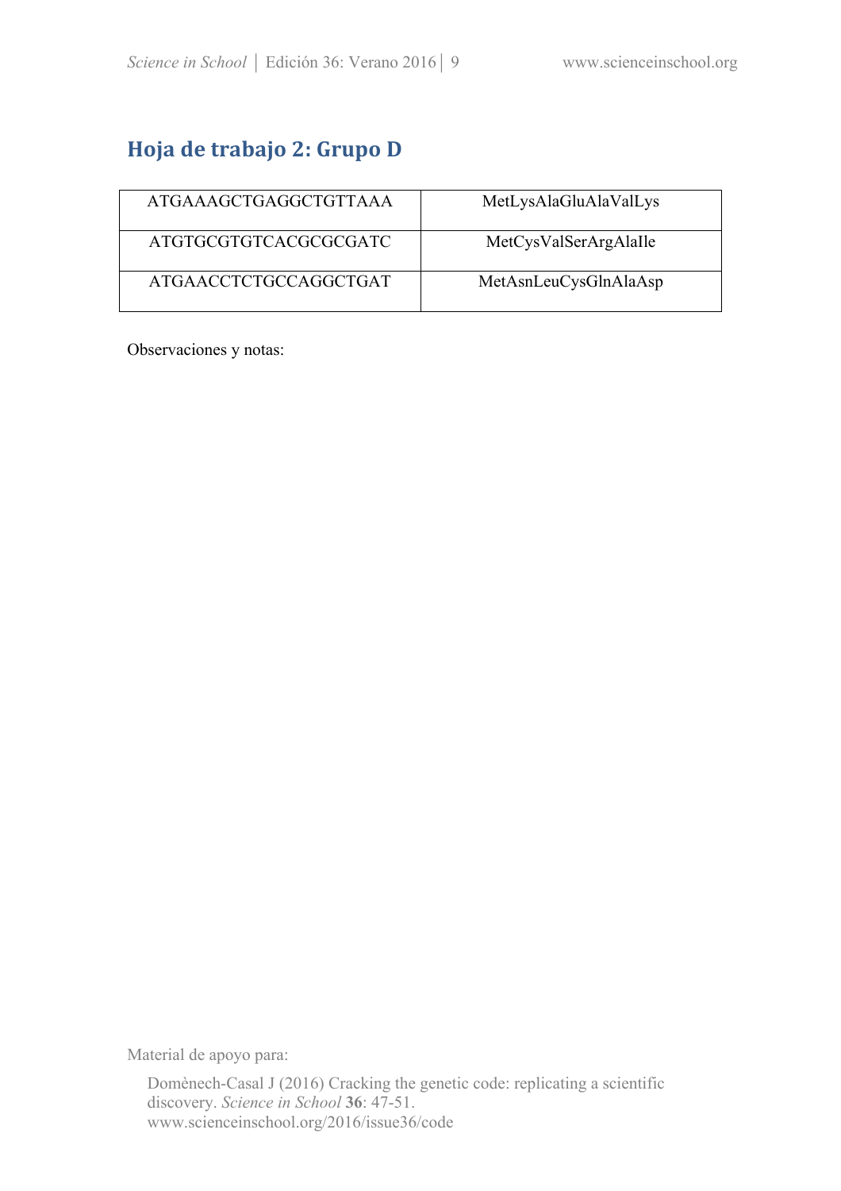## Hoja de trabajo 2: Grupo D

| | |
|---|---|
| ATGAAAGCTGAGGCTGTTAAA | MetLysAlaGluAlaValLys |
| ATGTGCGTGTCACGCGCGATC | MetCysValSerArgAlaIle |
| ATGAACCTCTGCCAGGCTGAT | MetAsnLeuCysGlnAlaAsp |

Observaciones y notas:

Material de apoyo para:

Domènech-Casal J (2016) Cracking the genetic code: replicating a scientific discovery. *Science in School* **36**: 47-51. www.scienceinschool.org/2016/issue36/code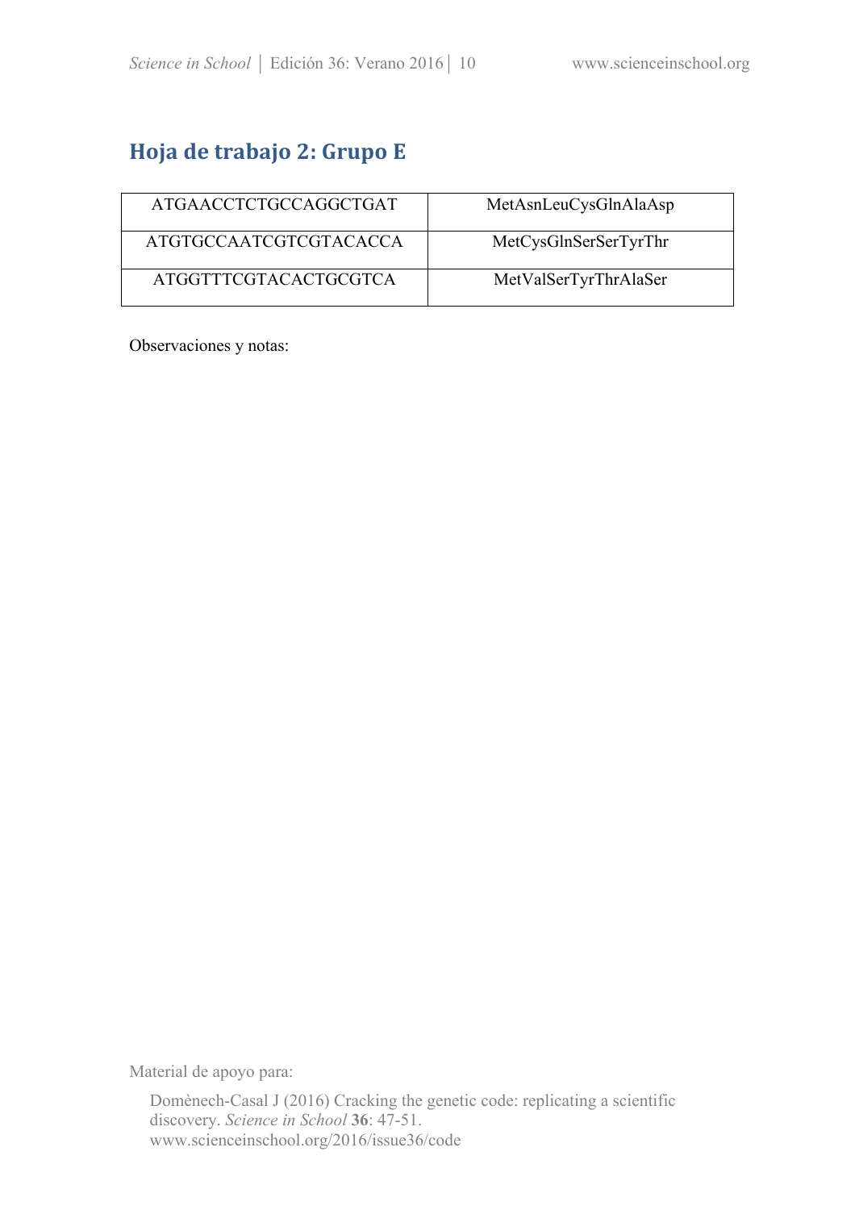## Hoja de trabajo 2: Grupo E

| ATGAACCTCTGCCAGGCTGAT | MetAsnLeuCysGlnAlaAsp |
|---|---|
| ATGTGCCAATCGTCGTACACCA | MetCysGlnSerSerTyrThr |
| ATGGTTTCGTACACTGCGTCA | MetValSerTyrThrAlaSer |

Observaciones y notas:

Material de apoyo para:

Domènech-Casal J (2016) Cracking the genetic code: replicating a scientific discovery. *Science in School* **36**: 47-51. www.scienceinschool.org/2016/issue36/code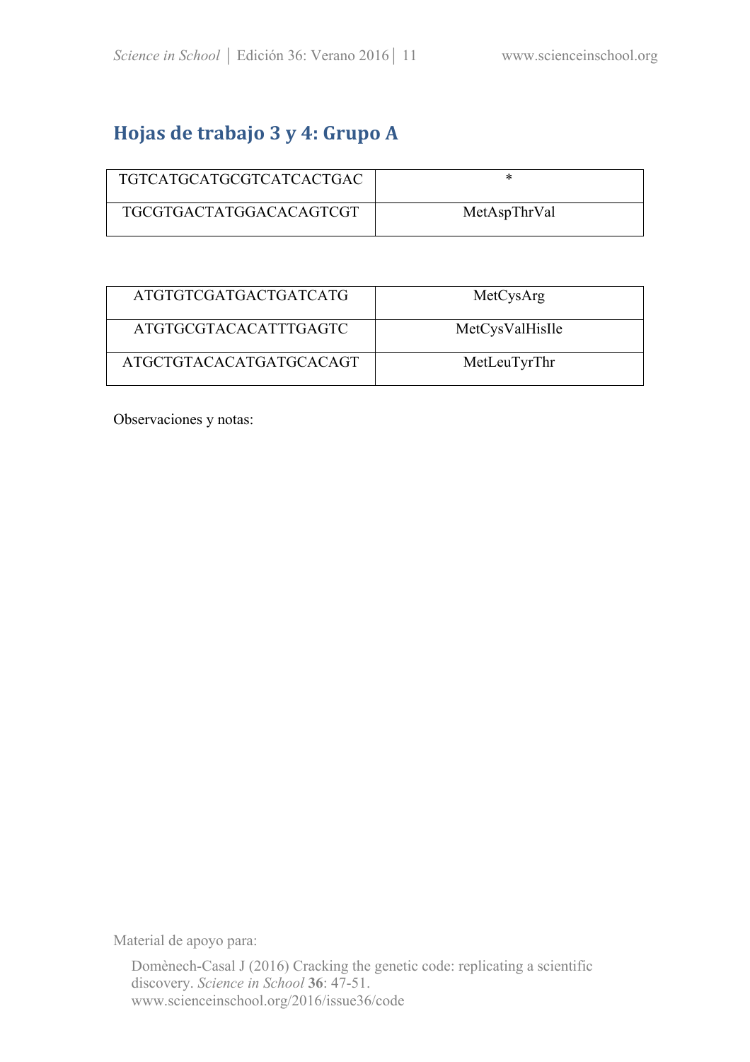## Hojas de trabajo 3 y 4: Grupo A

| | |
|---|---|
| TGTCATGCATGCGTCATCACTGAC | * |
| TGCGTGACTATGGACACAGTCGT | MetAspThrVal |

| | |
|---|---|
| ATGTGTCGATGACTGATCATG | MetCysArg |
| ATGTGCGTACACATTTGAGTC | MetCysValHisIle |
| ATGCTGTACACATGATGCACAGT | MetLeuTyrThr |

Observaciones y notas:

Material de apoyo para:

Domènech-Casal J (2016) Cracking the genetic code: replicating a scientific discovery. *Science in School* **36**: 47-51. www.scienceinschool.org/2016/issue36/code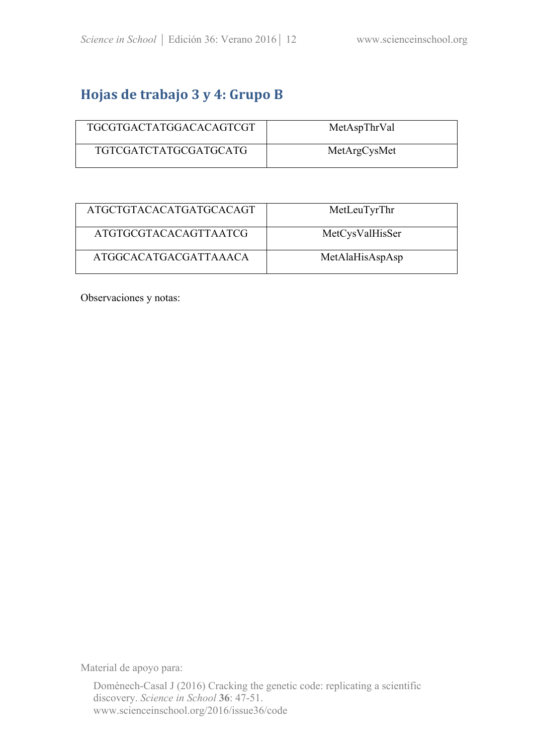## Hojas de trabajo 3 y 4: Grupo B

| TGCGTGACTATGGACACAGTCGT | MetAspThrVal |
|---|---|
| TGTCGATCTATGCGATGCATG | MetArgCysMet |

| ATGCTGTACACATGATGCACAGT | MetLeuTyrThr |
|---|---|
| ATGTGCGTACACAGTTAATCG | MetCysValHisSer |
| ATGGCACATGACGATTAAACA | MetAlaHisAspAsp |

Observaciones y notas:

Material de apoyo para:

Domènech-Casal J (2016) Cracking the genetic code: replicating a scientific discovery. *Science in School* **36**: 47-51. www.scienceinschool.org/2016/issue36/code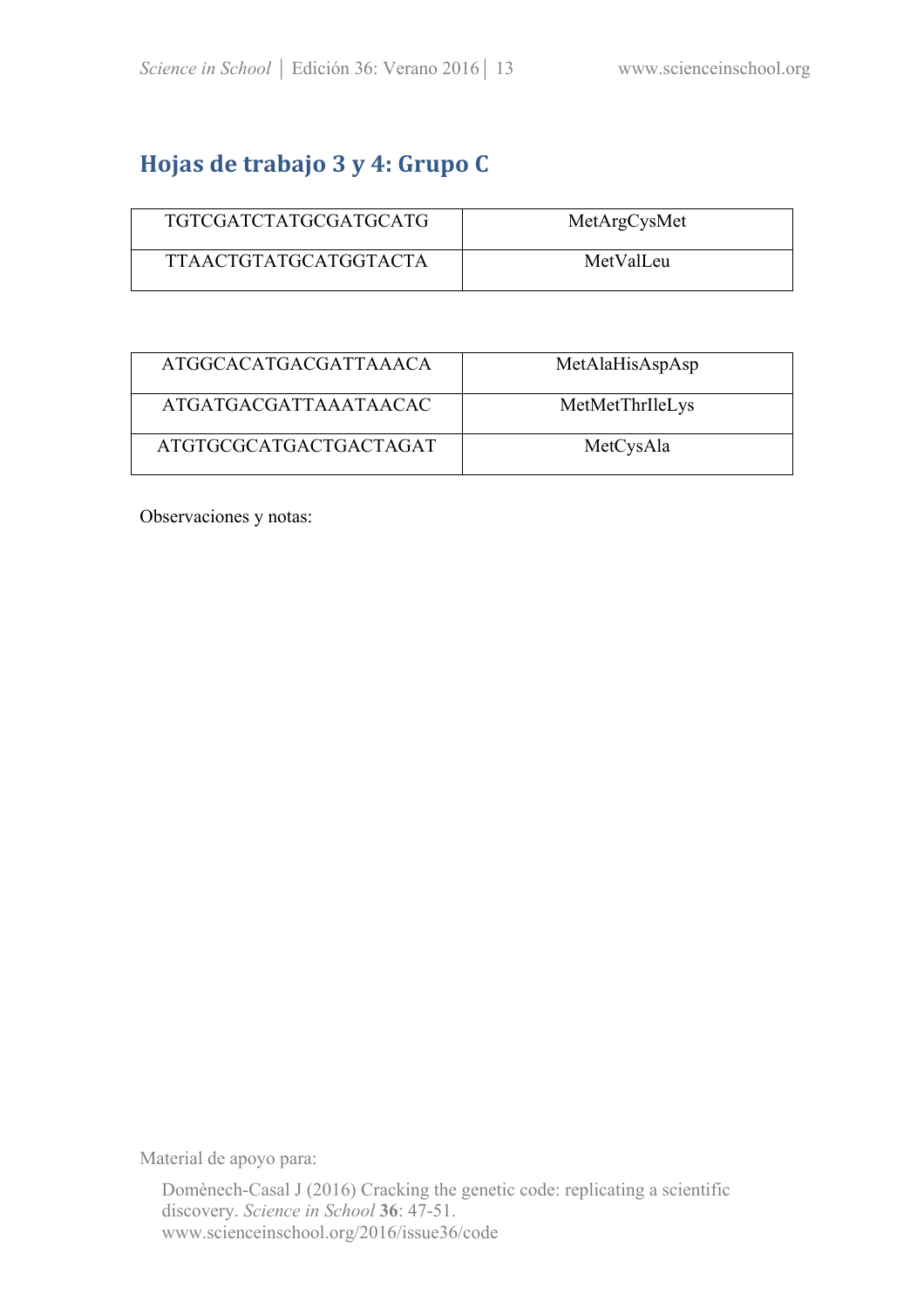## Hojas de trabajo 3 y 4: Grupo C

| | |
|---|---|
| TGTCGATCTATGCGATGCATG | MetArgCysMet |
| TTAACTGTATGCATGGTACTA | MetValLeu |

| | |
|---|---|
| ATGGCACATGACGATTAAACA | MetAlaHisAspAsp |
| ATGATGACGATTAAATAACAC | MetMetThrIleLys |
| ATGTGCGCATGACTGACTAGAT | MetCysAla |

Observaciones y notas:

Material de apoyo para:

Domènech-Casal J (2016) Cracking the genetic code: replicating a scientific discovery. *Science in School* **36**: 47-51. www.scienceinschool.org/2016/issue36/code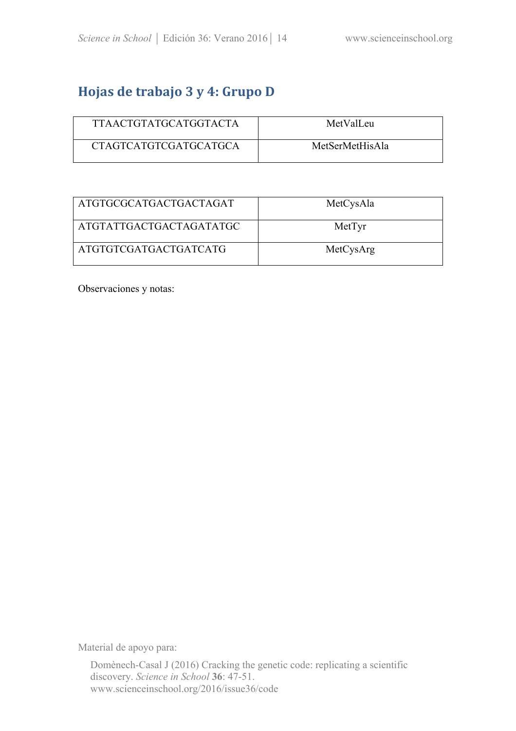## Hojas de trabajo 3 y 4: Grupo D

| | |
|---|---|
| TTAACTGTATGCATGGTACTA | MetValLeu |
| CTAGTCATGTCGATGCATGCA | MetSerMetHisAla |

| | |
|---|---|
| ATGTGCGCATGACTGACTAGAT | MetCysAla |
| ATGTATTGACTGACTAGATATGC | MetTyr |
| ATGTGTCGATGACTGATCATG | MetCysArg |

Observaciones y notas:

Material de apoyo para:

Domènech-Casal J (2016) Cracking the genetic code: replicating a scientific discovery. *Science in School* **36**: 47-51. www.scienceinschool.org/2016/issue36/code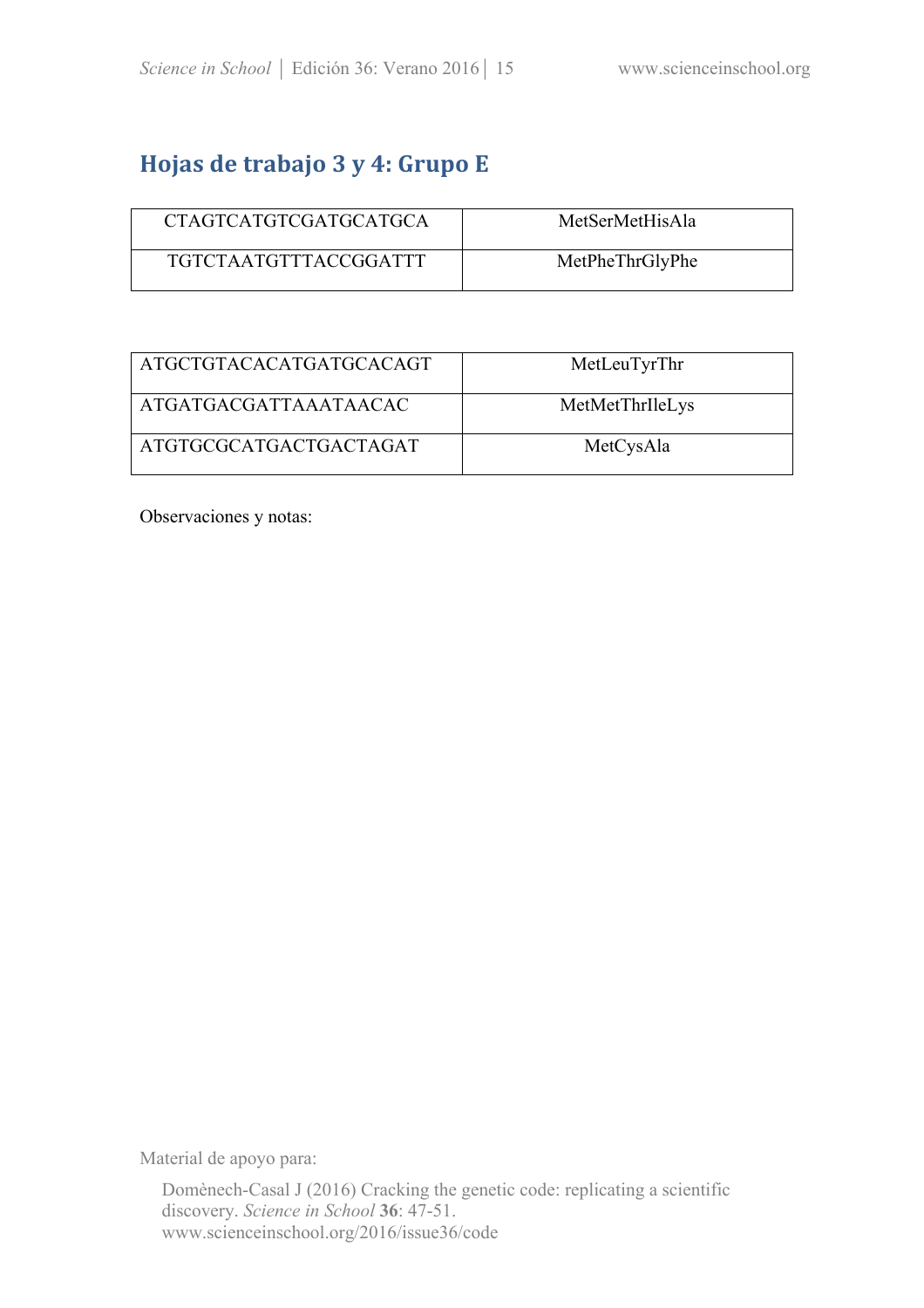## Hojas de trabajo 3 y 4: Grupo E

| | |
|---|---|
| CTAGTCATGTCGATGCATGCA | MetSerMetHisAla |
| TGTCTAATGTTTACCGGATTT | MetPheThrGlyPhe |

| | |
|---|---|
| ATGCTGTACACATGATGCACAGT | MetLeuTyrThr |
| ATGATGACGATTAAATAACAC | MetMetThrIleLys |
| ATGTGCGCATGACTGACTAGAT | MetCysAla |

Observaciones y notas:

Material de apoyo para:

Domènech-Casal J (2016) Cracking the genetic code: replicating a scientific discovery. *Science in School* **36**: 47-51.
www.scienceinschool.org/2016/issue36/code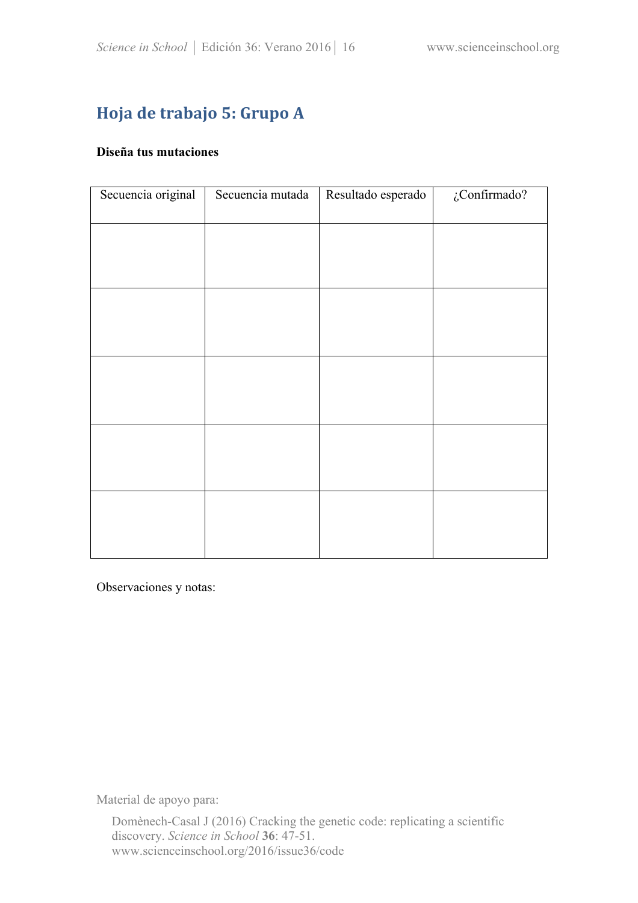## Hoja de trabajo 5: Grupo A

**Diseña tus mutaciones**

| Secuencia original | Secuencia mutada | Resultado esperado | ¿Confirmado? |
| --- | --- | --- | --- |
| | | | |
| | | | |
| | | | |
| | | | |
| | | | |

Observaciones y notas:

Material de apoyo para:

Domènech-Casal J (2016) Cracking the genetic code: replicating a scientific discovery. *Science in School* **36**: 47-51. www.scienceinschool.org/2016/issue36/code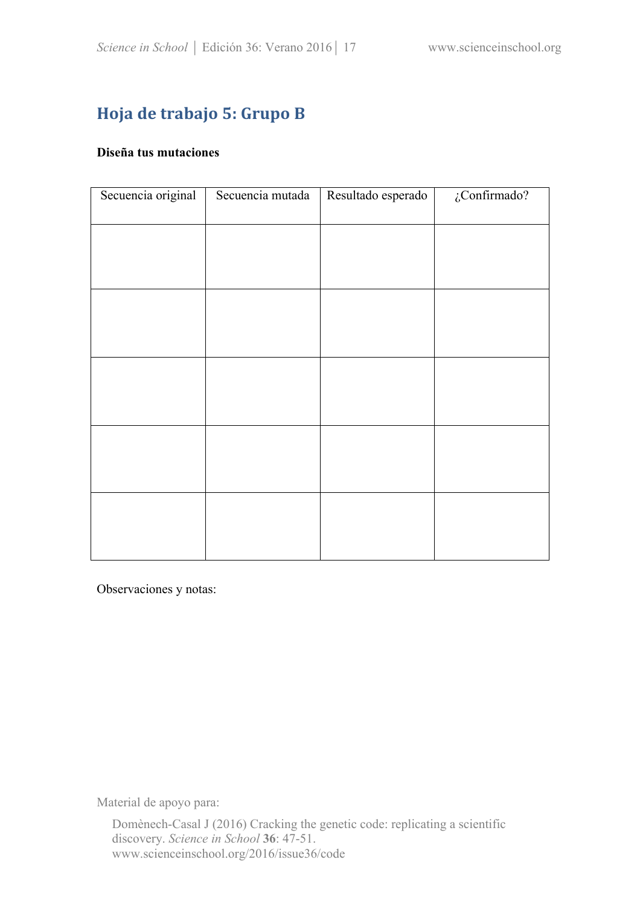## Hoja de trabajo 5: Grupo B

**Diseña tus mutaciones**

| Secuencia original | Secuencia mutada | Resultado esperado | ¿Confirmado? |
|---|---|---|---|
| | | | |
| | | | |
| | | | |
| | | | |
| | | | |

Observaciones y notas:

Material de apoyo para:

Domènech-Casal J (2016) Cracking the genetic code: replicating a scientific discovery. *Science in School* **36**: 47-51.
www.scienceinschool.org/2016/issue36/code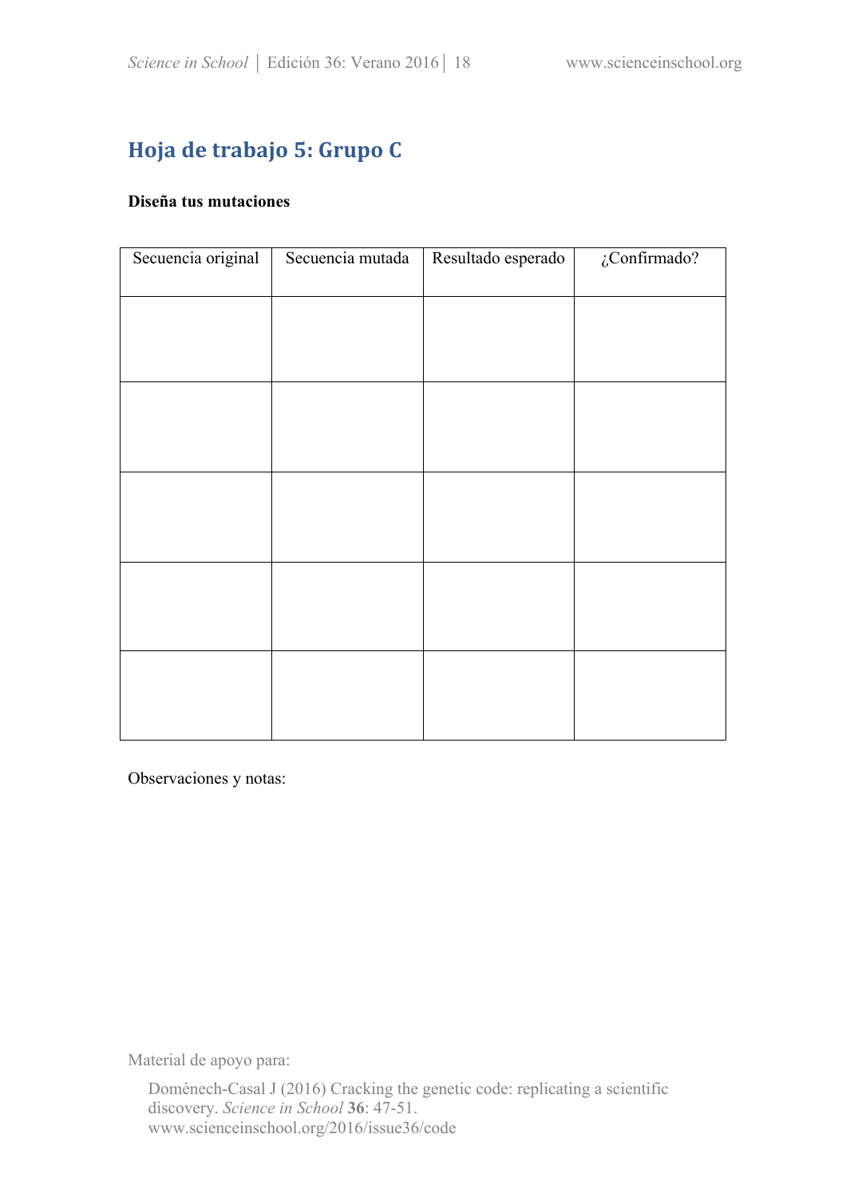## Hoja de trabajo 5: Grupo C

**Diseña tus mutaciones**

| Secuencia original | Secuencia mutada | Resultado esperado | ¿Confirmado? |
|---|---|---|---|
| | | | |
| | | | |
| | | | |
| | | | |
| | | | |

Observaciones y notas:

Material de apoyo para:

Domènech-Casal J (2016) Cracking the genetic code: replicating a scientific discovery. *Science in School* **36**: 47-51. www.scienceinschool.org/2016/issue36/code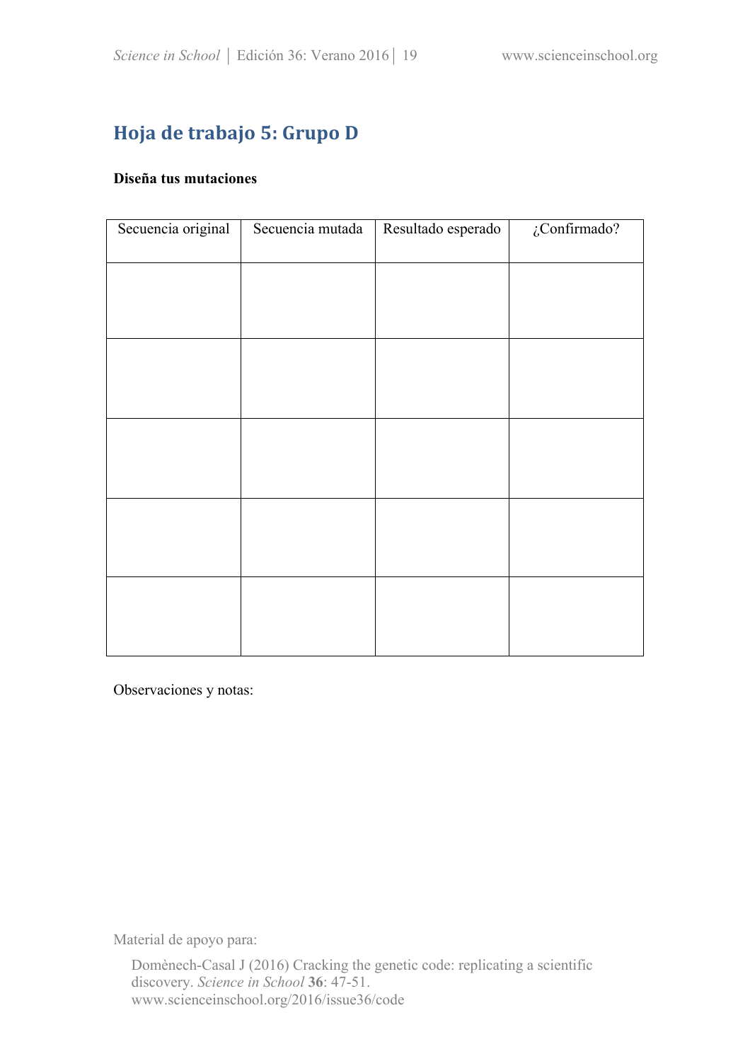## Hoja de trabajo 5: Grupo D

**Diseña tus mutaciones**

| Secuencia original | Secuencia mutada | Resultado esperado | ¿Confirmado? |
| --- | --- | --- | --- |
| | | | |
| | | | |
| | | | |
| | | | |
| | | | |

Observaciones y notas:

Material de apoyo para:

Domènech-Casal J (2016) Cracking the genetic code: replicating a scientific discovery. *Science in School* **36**: 47-51.
www.scienceinschool.org/2016/issue36/code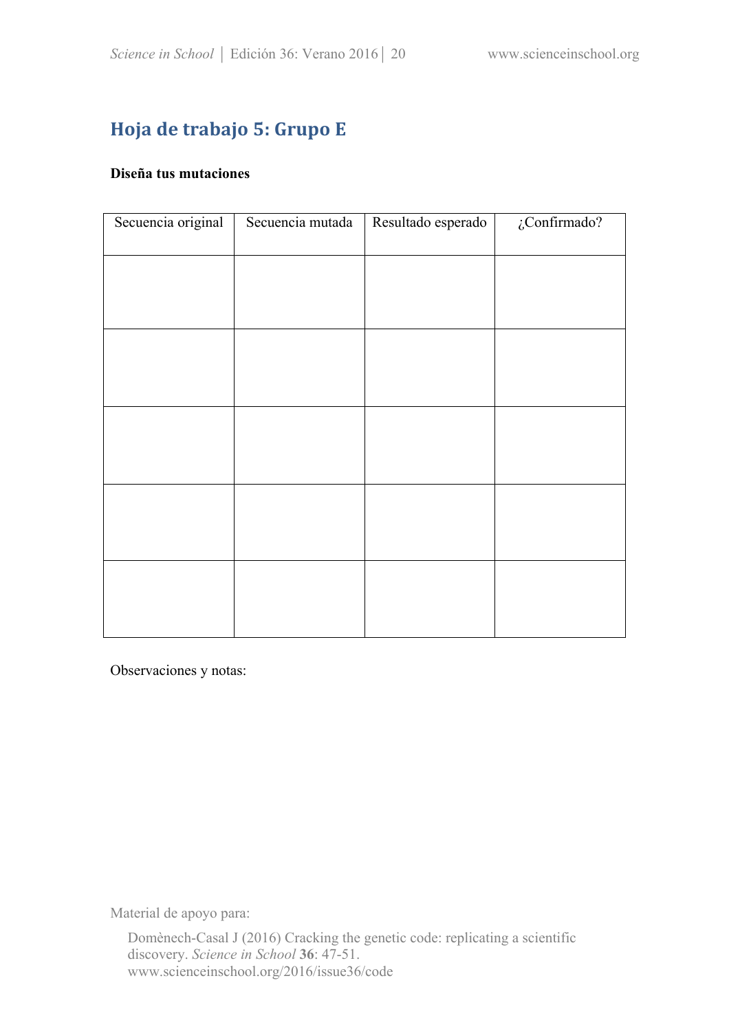## Hoja de trabajo 5: Grupo E

**Diseña tus mutaciones**

| Secuencia original | Secuencia mutada | Resultado esperado | ¿Confirmado? |
| --- | --- | --- | --- |
| | | | |
| | | | |
| | | | |
| | | | |
| | | | |

Observaciones y notas:

Material de apoyo para:

Domènech-Casal J (2016) Cracking the genetic code: replicating a scientific discovery. *Science in School* **36**: 47-51.
www.scienceinschool.org/2016/issue36/code